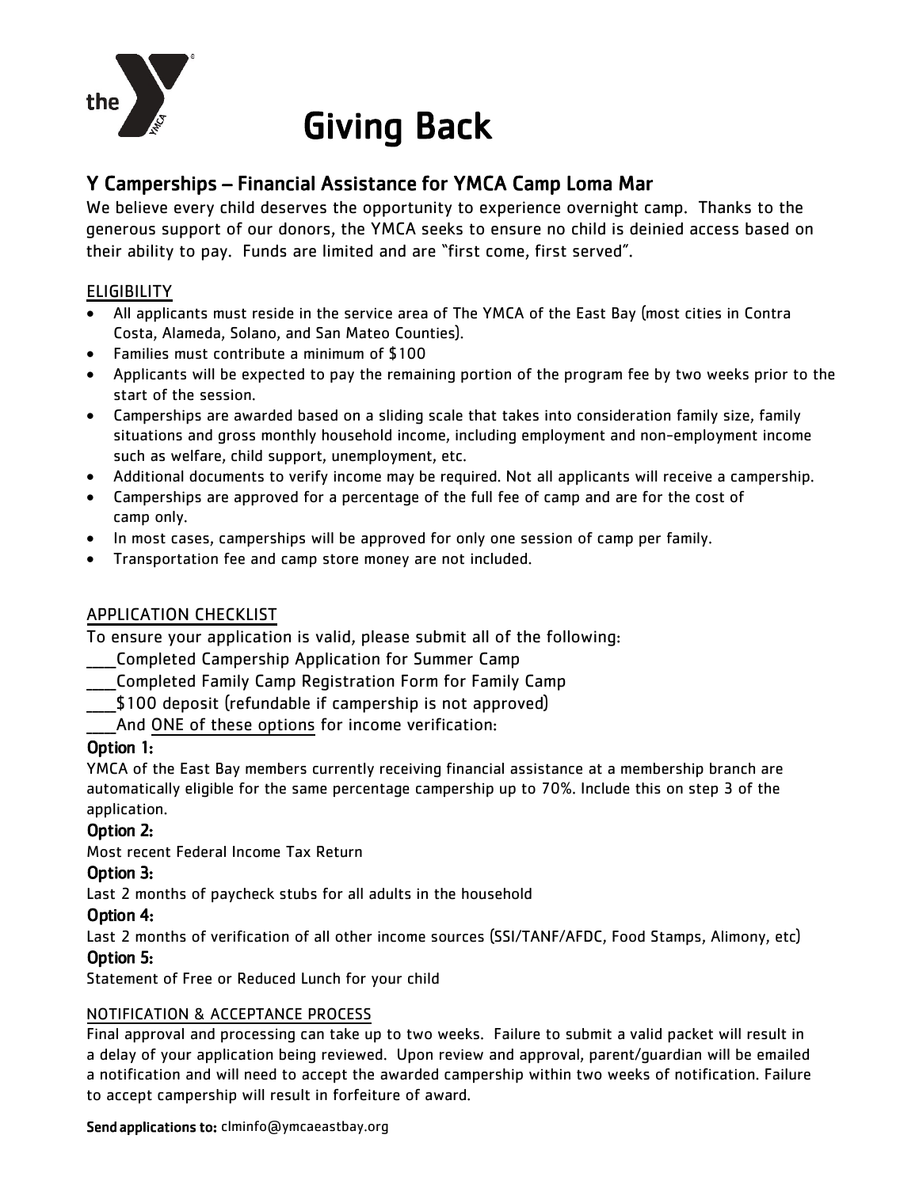# Giving Back

## Y Camperships – Financial Assistance for YMCA Camp Loma Mar

We believe every child deserves the opportunity to experience overnight camp. Thanks to the generous support of our donors, the YMCA seeks to ensure no child is deinied access based on their ability to pay. Funds are limited and are "first come, first served".

### ELIGIBILITY

- All applicants must reside in the service area of The YMCA of the East Bay (most cities in Contra Costa, Alameda, Solano, and San Mateo Counties).
- Families must contribute a minimum of $100
- Applicants will be expected to pay the remaining portion of the program fee by two weeks prior to the start of the session.
- Camperships are awarded based on a sliding scale that takes into consideration family size, family situations and gross monthly household income, including employment and non-employment income such as welfare, child support, unemployment, etc.
- Additional documents to verify income may be required. Not all applicants will receive a campership.
- Camperships are approved for a percentage of the full fee of camp and are for the cost of camp only.
- In most cases, camperships will be approved for only one session of camp per family.
- Transportation fee and camp store money are not included.

### APPLICATION CHECKLIST

To ensure your application is valid, please submit all of the following:

___Completed Campership Application for Summer Camp

___Completed Family Camp Registration Form for Family Camp

___$100 deposit (refundable if campership is not approved)

___And ONE of these options for income verification:

**Option 1:**

YMCA of the East Bay members currently receiving financial assistance at a membership branch are automatically eligible for the same percentage campership up to 70%. Include this on step 3 of the application.

**Option 2:**

Most recent Federal Income Tax Return

**Option 3:**

Last 2 months of paycheck stubs for all adults in the household

**Option 4:**

Last 2 months of verification of all other income sources (SSI/TANF/AFDC, Food Stamps, Alimony, etc)

**Option 5:**

Statement of Free or Reduced Lunch for your child

### NOTIFICATION & ACCEPTANCE PROCESS

Final approval and processing can take up to two weeks. Failure to submit a valid packet will result in a delay of your application being reviewed. Upon review and approval, parent/guardian will be emailed a notification and will need to accept the awarded campership within two weeks of notification. Failure to accept campership will result in forfeiture of award.

**Send applications to:** clminfo@ymcaeastbay.org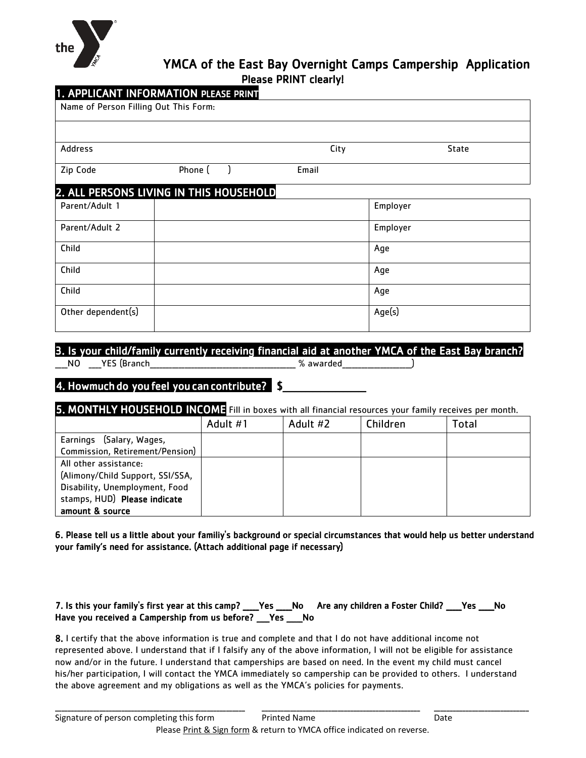# YMCA of the East Bay Overnight Camps Campership Application

**Please PRINT clearly!**

## 1. APPLICANT INFORMATION PLEASE PRINT

| Name of Person Filling Out This Form: | | |
|---|---|---|
| | | |
| Address | City | State |
| Zip Code &nbsp;&nbsp;&nbsp;&nbsp; Phone ( &nbsp;&nbsp; ) | Email | |

## 2. ALL PERSONS LIVING IN THIS HOUSEHOLD

| Parent/Adult 1 | | Employer |
|---|---|---|
| Parent/Adult 2 | | Employer |
| Child | | Age |
| Child | | Age |
| Child | | Age |
| Other dependent(s) | | Age(s) |

## 3. Is your child/family currently receiving financial aid at another YMCA of the East Bay branch?

___NO ___YES (Branch_______________________________ % awarded_______________)

## 4. Howmuch do you feel you can contribute? $_______________

## 5. MONTHLY HOUSEHOLD INCOME

Fill in boxes with all financial resources your family receives per month.

| | Adult #1 | Adult #2 | Children | Total |
|---|---|---|---|---|
| Earnings (Salary, Wages, Commission, Retirement/Pension) | | | | |
| All other assistance: (Alimony/Child Support, SSI/SSA, Disability, Unemployment, Food stamps, HUD) **Please indicate amount & source** | | | | |

**6. Please tell us a little about your family's background or special circumstances that would help us better understand your family's need for assistance. (Attach additional page if necessary)**

**7. Is this your family's first year at this camp? ___Yes ___No Are any children a Foster Child? ___Yes ___No**
**Have you received a Campership from us before? ___Yes ___No**

**8.** I certify that the above information is true and complete and that I do not have additional income not represented above. I understand that if I falsify any of the above information, I will not be eligible for assistance now and/or in the future. I understand that camperships are based on need. In the event my child must cancel his/her participation, I will contact the YMCA immediately so campership can be provided to others. I understand the above agreement and my obligations as well as the YMCA's policies for payments.

_______________________________ _______________________________ _______________________

Signature of person completing this form &nbsp;&nbsp;&nbsp; Printed Name &nbsp;&nbsp;&nbsp; Date

Please Print & Sign form & return to YMCA office indicated on reverse.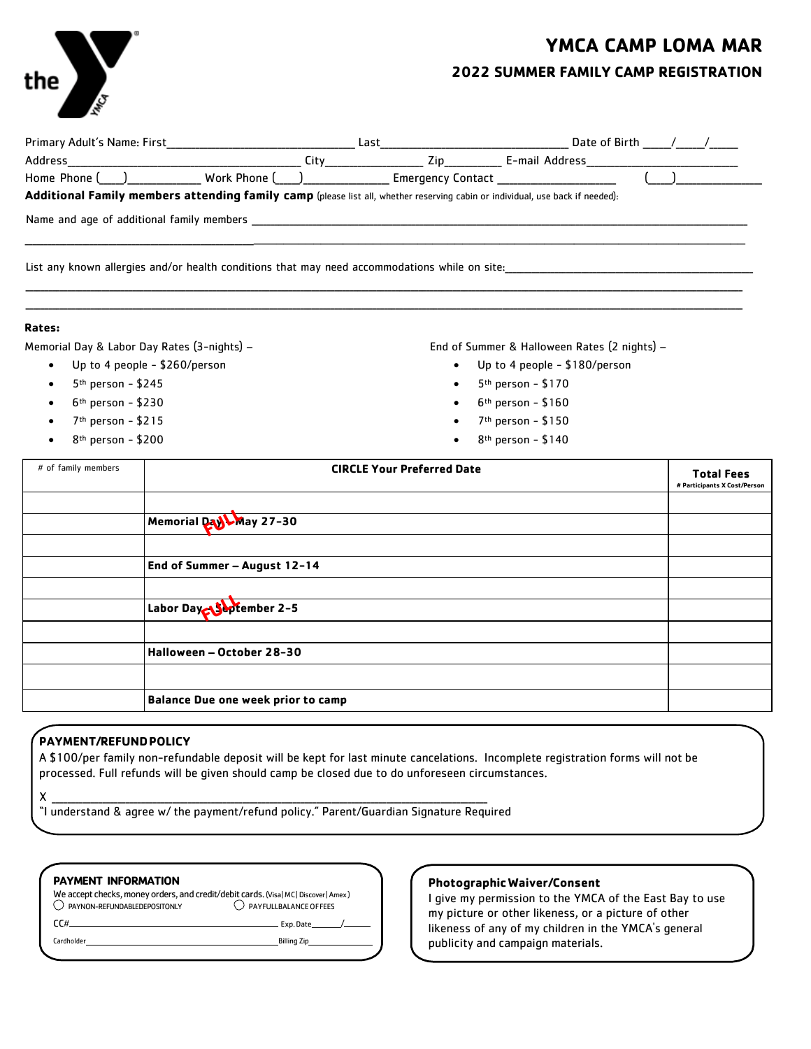# YMCA CAMP LOMA MAR

## 2022 SUMMER FAMILY CAMP REGISTRATION

Primary Adult's Name: First_______________________________ Last_______________________________ Date of Birth _____/_____/_____

Address_________________________________________ City_________________ Zip__________ E-mail Address__________________________

Home Phone (____)____________ Work Phone (____)______________ Emergency Contact ____________________ (____)______________

**Additional Family members attending family camp** (please list all, whether reserving cabin or individual, use back if needed):

Name and age of additional family members ________________________________________________________________________________

______________________________________________________________________________________________________________

List any known allergies and/or health conditions that may need accommodations while on site:_____________________________________________

______________________________________________________________________________________________________________

______________________________________________________________________________________________________________

**Rates:**

Memorial Day & Labor Day Rates (3-nights) –

- Up to 4 people - $260/person
- 5th person - $245
- 6th person - $230
- 7th person - $215
- 8th person - $200

End of Summer & Halloween Rates (2 nights) –

- Up to 4 people - $180/person
- 5th person - $170
- 6th person - $160
- 7th person - $150
- 8th person - $140

| # of family members | CIRCLE Your Preferred Date | Total Fees # Participants X Cost/Person |
|---|---|---|
| | | |
| | **Memorial Day – May 27-30** FULL | |
| | | |
| | **End of Summer – August 12-14** | |
| | | |
| | **Labor Day – September 2-5** FULL | |
| | | |
| | **Halloween – October 28-30** | |
| | | |
| | **Balance Due one week prior to camp** | |

**PAYMENT/REFUND POLICY**

A $100/per family non-refundable deposit will be kept for last minute cancelations. Incomplete registration forms will not be processed. Full refunds will be given should camp be closed due to do unforeseen circumstances.

X ___________________________________________________________________________

"I understand & agree w/ the payment/refund policy." Parent/Guardian Signature Required

**PAYMENT INFORMATION**

We accept checks, money orders, and credit/debit cards. (Visa| MC| Discover| Amex)

◯ PAY NON-REFUNDABLE DEPOSIT ONLY ◯ PAY FULL BALANCE OF FEES

CC#_____________________________________________ Exp. Date_______/_______

Cardholder_________________________________________ Billing Zip______________

**Photographic Waiver/Consent**

I give my permission to the YMCA of the East Bay to use my picture or other likeness, or a picture of other likeness of any of my children in the YMCA's general publicity and campaign materials.